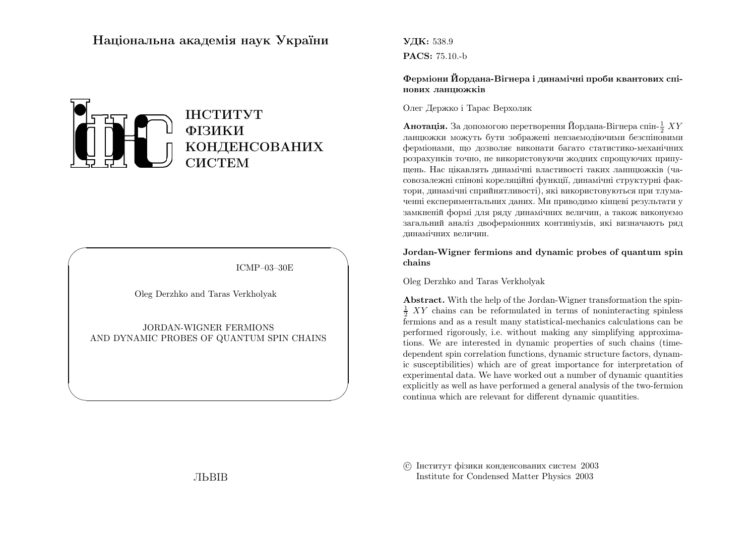**Національна академія наук України**

ІНСТИТУТ
ФІЗИКИ
КОНДЕНСОВАНИХ
СИСТЕМ

ICMP–03–30E

Oleg Derzhko and Taras Verkholyak

JORDAN-WIGNER FERMIONS
AND DYNAMIC PROBES OF QUANTUM SPIN CHAINS

ЛЬВІВ

**УДК:** 538.9
**PACS:** 75.10.-b

**Ферміони Йордана-Вігнера і динамічні проби квантових спінових ланцюжків**

Олег Держко і Тарас Верхоляк

**Анотація.** За допомогою перетворення Йордана-Вігнера спін-$\frac{1}{2}$ $XY$ ланцюжки можуть бути зображені невзаємодіючими безспіновими ферміонами, що дозволяє виконати багато статистико-механічних розрахунків точно, не використовуючи жодних спрощуючих припущень. Нас цікавлять динамічні властивості таких ланнцюжків (часовозалежні спінові кореляційні функції, динамічні структурні фактори, динамічні сприйнятливості), які використовуються при тлумаченні експериментальних даних. Ми приводимо кінцеві результати у замкненій формі для ряду динамічних величин, а також виконуємо загальний аналіз двоферміонних континіумів, які визначають ряд динамічних величин.

**Jordan-Wigner fermions and dynamic probes of quantum spin chains**

Oleg Derzhko and Taras Verkholyak

**Abstract.** With the help of the Jordan-Wigner transformation the spin-$\frac{1}{2}$ $XY$ chains can be reformulated in terms of noninteracting spinless fermions and as a result many statistical-mechanics calculations can be performed rigorously, i.e. without making any simplifying approximations. We are interested in dynamic properties of such chains (time-dependent spin correlation functions, dynamic structure factors, dynamic susceptibilities) which are of great importance for interpretation of experimental data. We have worked out a number of dynamic quantities explicitly as well as have performed a general analysis of the two-fermion continua which are relevant for different dynamic quantities.

© Інститут фізики конденсованих систем 2003
Institute for Condensed Matter Physics 2003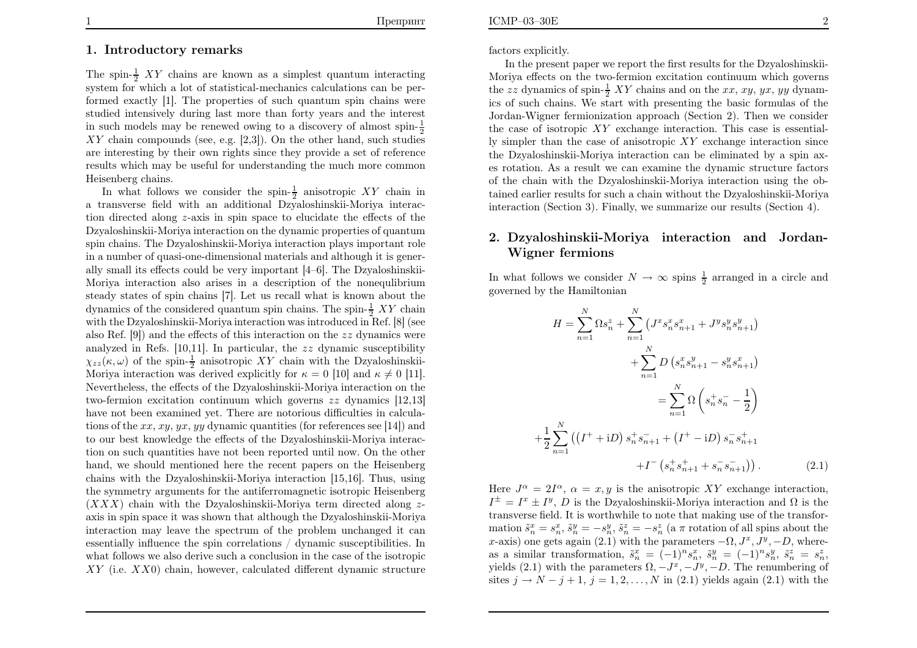## 1. Introductory remarks

The spin-$\frac{1}{2}$ $XY$ chains are known as a simplest quantum interacting system for which a lot of statistical-mechanics calculations can be performed exactly [1]. The properties of such quantum spin chains were studied intensively during last more than forty years and the interest in such models may be renewed owing to a discovery of almost spin-$\frac{1}{2}$ $XY$ chain compounds (see, e.g. [2,3]). On the other hand, such studies are interesting by their own rights since they provide a set of reference results which may be useful for understanding the much more common Heisenberg chains.

In what follows we consider the spin-$\frac{1}{2}$ anisotropic $XY$ chain in a transverse field with an additional Dzyaloshinskii-Moriya interaction directed along $z$-axis in spin space to elucidate the effects of the Dzyaloshinskii-Moriya interaction on the dynamic properties of quantum spin chains. The Dzyaloshinskii-Moriya interaction plays important role in a number of quasi-one-dimensional materials and although it is generally small its effects could be very important [4–6]. The Dzyaloshinskii-Moriya interaction also arises in a description of the nonequlibrium steady states of spin chains [7]. Let us recall what is known about the dynamics of the considered quantum spin chains. The spin-$\frac{1}{2}$ $XY$ chain with the Dzyaloshinskii-Moriya interaction was introduced in Ref. [8] (see also Ref. [9]) and the effects of this interaction on the $zz$ dynamics were analyzed in Refs. [10,11]. In particular, the $zz$ dynamic susceptibility $\chi_{zz}(\kappa,\omega)$ of the spin-$\frac{1}{2}$ anisotropic $XY$ chain with the Dzyaloshinskii-Moriya interaction was derived explicitly for $\kappa=0$ [10] and $\kappa\neq 0$ [11]. Nevertheless, the effects of the Dzyaloshinskii-Moriya interaction on the two-fermion excitation continuum which governs $zz$ dynamics [12,13] have not been examined yet. There are notorious difficulties in calculations of the $xx$, $xy$, $yx$, $yy$ dynamic quantities (for references see [14]) and to our best knowledge the effects of the Dzyaloshinskii-Moriya interaction on such quantities have not been reported until now. On the other hand, we should mentioned here the recent papers on the Heisenberg chains with the Dzyaloshinskii-Moriya interaction [15,16]. Thus, using the symmetry arguments for the antiferromagnetic isotropic Heisenberg ($XXX$) chain with the Dzyaloshinskii-Moriya term directed along $z$-axis in spin space it was shown that although the Dzyaloshinskii-Moriya interaction may leave the spectrum of the problem unchanged it can essentially influence the spin correlations / dynamic susceptibilities. In what follows we also derive such a conclusion in the case of the isotropic $XY$ (i.e. $XX0$) chain, however, calculated different dynamic structure factors explicitly.

In the present paper we report the first results for the Dzyaloshinskii-Moriya effects on the two-fermion excitation continuum which governs the $zz$ dynamics of spin-$\frac{1}{2}$ $XY$ chains and on the $xx$, $xy$, $yx$, $yy$ dynamics of such chains. We start with presenting the basic formulas of the Jordan-Wigner fermionization approach (Section 2). Then we consider the case of isotropic $XY$ exchange interaction. This case is essentially simpler than the case of anisotropic $XY$ exchange interaction since the Dzyaloshinskii-Moriya interaction can be eliminated by a spin axes rotation. As a result we can examine the dynamic structure factors of the chain with the Dzyaloshinskii-Moriya interaction using the obtained earlier results for such a chain without the Dzyaloshinskii-Moriya interaction (Section 3). Finally, we summarize our results (Section 4).

## 2. Dzyaloshinskii-Moriya interaction and Jordan-Wigner fermions

In what follows we consider $N\to\infty$ spins $\frac{1}{2}$ arranged in a circle and governed by the Hamiltonian

$$
\begin{aligned}
H &= \sum_{n=1}^{N}\Omega s_n^z + \sum_{n=1}^{N}\left(J^x s_n^x s_{n+1}^x + J^y s_n^y s_{n+1}^y\right)\\
&\quad + \sum_{n=1}^{N} D\left(s_n^x s_{n+1}^y - s_n^y s_{n+1}^x\right)\\
&= \sum_{n=1}^{N}\Omega\left(s_n^+ s_n^- - \frac{1}{2}\right)\\
&\quad + \frac{1}{2}\sum_{n=1}^{N}\left(\left(I^+ + \mathrm{i}D\right) s_n^+ s_{n+1}^- + \left(I^+ - \mathrm{i}D\right) s_n^- s_{n+1}^+\right.\\
&\quad \left. + I^-\left(s_n^+ s_{n+1}^+ + s_n^- s_{n+1}^-\right)\right). \qquad (2.1)
\end{aligned}
$$

Here $J^\alpha = 2I^\alpha$, $\alpha=x,y$ is the anisotropic $XY$ exchange interaction, $I^\pm = I^x \pm I^y$, $D$ is the Dzyaloshinskii-Moriya interaction and $\Omega$ is the transverse field. It is worthwhile to note that making use of the transformation $\tilde{s}_n^x = s_n^x$, $\tilde{s}_n^y = -s_n^y$, $\tilde{s}_n^z = -s_n^z$ (a $\pi$ rotation of all spins about the $x$-axis) one gets again (2.1) with the parameters $-\Omega, J^x, J^y, -D$, whereas a similar transformation, $\tilde{s}_n^x = (-1)^n s_n^x$, $\tilde{s}_n^y = (-1)^n s_n^y$, $\tilde{s}_n^z = s_n^z$, yields (2.1) with the parameters $\Omega, -J^x, -J^y, -D$. The renumbering of sites $j \to N-j+1$, $j=1,2,\ldots,N$ in (2.1) yields again (2.1) with the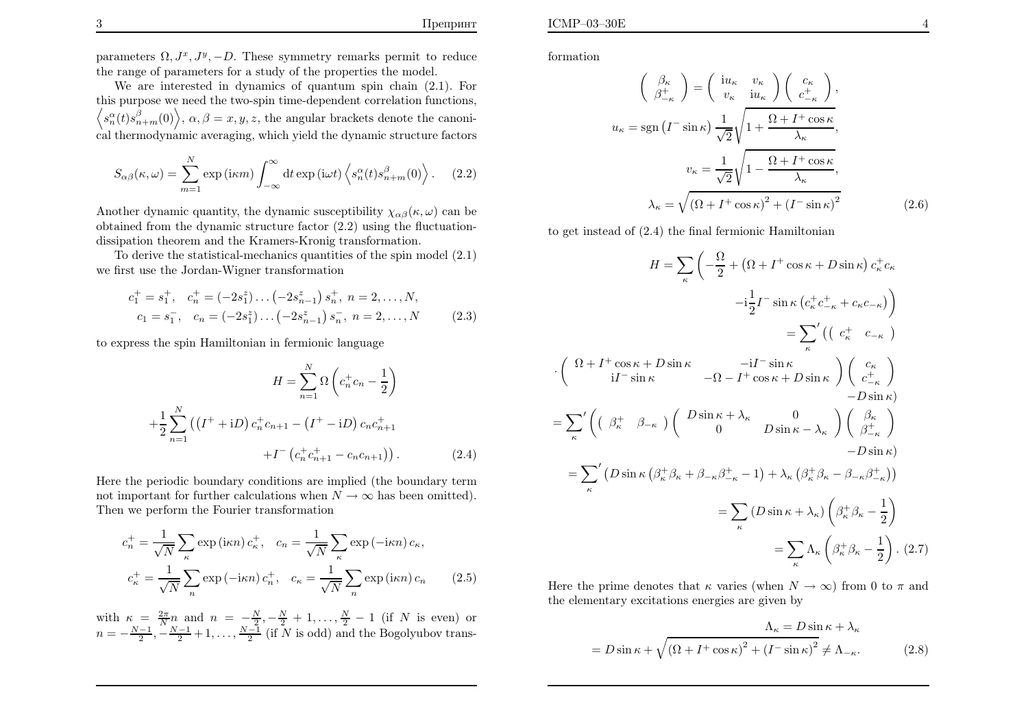parameters $\Omega, J^x, J^y, -D$. These symmetry remarks permit to reduce the range of parameters for a study of the properties the model.

We are interested in dynamics of quantum spin chain (2.1). For this purpose we need the two-spin time-dependent correlation functions, $\left\langle s_n^\alpha(t) s_{n+m}^\beta(0)\right\rangle$, $\alpha, \beta = x, y, z$, the angular brackets denote the canonical thermodynamic averaging, which yield the dynamic structure factors

$$S_{\alpha\beta}(\kappa,\omega) = \sum_{m=1}^{N} \exp(\mathrm{i}\kappa m) \int_{-\infty}^{\infty} \mathrm{d}t \exp(\mathrm{i}\omega t) \left\langle s_n^\alpha(t) s_{n+m}^\beta(0)\right\rangle. \qquad (2.2)$$

Another dynamic quantity, the dynamic susceptibility $\chi_{\alpha\beta}(\kappa,\omega)$ can be obtained from the dynamic structure factor (2.2) using the fluctuation-dissipation theorem and the Kramers-Kronig transformation.

To derive the statistical-mechanics quantities of the spin model (2.1) we first use the Jordan-Wigner transformation

$$\begin{aligned} c_1^+ = s_1^+, \quad c_n^+ = \left(-2s_1^z\right)\ldots\left(-2s_{n-1}^z\right)s_n^+,\ n = 2,\ldots,N, \\ c_1 = s_1^-, \quad c_n = \left(-2s_1^z\right)\ldots\left(-2s_{n-1}^z\right)s_n^-,\ n = 2,\ldots,N \end{aligned} \qquad (2.3)$$

to express the spin Hamiltonian in fermionic language

$$\begin{aligned} H = \sum_{n=1}^{N} \Omega\left(c_n^+ c_n - \frac{1}{2}\right) \\ + \frac{1}{2}\sum_{n=1}^{N}\left(\left(I^+ + \mathrm{i}D\right)c_n^+ c_{n+1} - \left(I^+ - \mathrm{i}D\right)c_n c_{n+1}^+ \right. \\ \left. + I^-\left(c_n^+ c_{n+1}^+ - c_n c_{n+1}\right)\right). \end{aligned} \qquad (2.4)$$

Here the periodic boundary conditions are implied (the boundary term not important for further calculations when $N\to\infty$ has been omitted). Then we perform the Fourier transformation

$$\begin{aligned} c_n^+ = \frac{1}{\sqrt{N}}\sum_\kappa \exp(\mathrm{i}\kappa n) c_\kappa^+, \quad c_n = \frac{1}{\sqrt{N}}\sum_\kappa \exp(-\mathrm{i}\kappa n) c_\kappa, \\ c_\kappa^+ = \frac{1}{\sqrt{N}}\sum_n \exp(-\mathrm{i}\kappa n) c_n^+, \quad c_\kappa = \frac{1}{\sqrt{N}}\sum_n \exp(\mathrm{i}\kappa n) c_n \end{aligned} \qquad (2.5)$$

with $\kappa = \frac{2\pi}{N}n$ and $n = -\frac{N}{2}, -\frac{N}{2}+1, \ldots, \frac{N}{2}-1$ (if $N$ is even) or $n = -\frac{N-1}{2}, -\frac{N-1}{2}+1, \ldots, \frac{N-1}{2}$ (if $N$ is odd) and the Bogolyubov transformation

$$\begin{aligned} \left(\begin{array}{c} \beta_\kappa \\ \beta_{-\kappa}^+ \end{array}\right) &= \left(\begin{array}{cc} \mathrm{i}u_\kappa & v_\kappa \\ v_\kappa & \mathrm{i}u_\kappa \end{array}\right)\left(\begin{array}{c} c_\kappa \\ c_{-\kappa}^+ \end{array}\right), \\ u_\kappa &= \mathrm{sgn}\left(I^-\sin\kappa\right)\frac{1}{\sqrt{2}}\sqrt{1+\frac{\Omega + I^+\cos\kappa}{\lambda_\kappa}}, \\ v_\kappa &= \frac{1}{\sqrt{2}}\sqrt{1-\frac{\Omega + I^+\cos\kappa}{\lambda_\kappa}}, \\ \lambda_\kappa &= \sqrt{\left(\Omega + I^+\cos\kappa\right)^2 + \left(I^-\sin\kappa\right)^2} \end{aligned} \qquad (2.6)$$

to get instead of (2.4) the final fermionic Hamiltonian

$$\begin{aligned} H &= \sum_\kappa\left(-\frac{\Omega}{2} + \left(\Omega + I^+\cos\kappa + D\sin\kappa\right)c_\kappa^+ c_\kappa \right. \\ &\qquad \left. - \mathrm{i}\frac{1}{2}I^-\sin\kappa\left(c_\kappa^+ c_{-\kappa}^+ + c_\kappa c_{-\kappa}\right)\right) \\ &= {\sum_\kappa}'\left(\left(\begin{array}{cc} c_\kappa^+ & c_{-\kappa} \end{array}\right)\right. \\ &\quad\cdot\left(\begin{array}{cc} \Omega + I^+\cos\kappa + D\sin\kappa & -\mathrm{i}I^-\sin\kappa \\ \mathrm{i}I^-\sin\kappa & -\Omega - I^+\cos\kappa + D\sin\kappa \end{array}\right)\left(\begin{array}{c} c_\kappa \\ c_{-\kappa}^+ \end{array}\right) \\ &\qquad \left. - D\sin\kappa\right) \\ &= {\sum_\kappa}'\left(\left(\begin{array}{cc} \beta_\kappa^+ & \beta_{-\kappa} \end{array}\right)\left(\begin{array}{cc} D\sin\kappa + \lambda_\kappa & 0 \\ 0 & D\sin\kappa - \lambda_\kappa \end{array}\right)\left(\begin{array}{c} \beta_\kappa \\ \beta_{-\kappa}^+ \end{array}\right)\right. \\ &\qquad \left. - D\sin\kappa\right) \\ &= {\sum_\kappa}'\left(D\sin\kappa\left(\beta_\kappa^+\beta_\kappa + \beta_{-\kappa}\beta_{-\kappa}^+ - 1\right) + \lambda_\kappa\left(\beta_\kappa^+\beta_\kappa - \beta_{-\kappa}\beta_{-\kappa}^+\right)\right) \\ &= \sum_\kappa\left(D\sin\kappa + \lambda_\kappa\right)\left(\beta_\kappa^+\beta_\kappa - \frac{1}{2}\right) \\ &= \sum_\kappa \Lambda_\kappa\left(\beta_\kappa^+\beta_\kappa - \frac{1}{2}\right). \end{aligned} \qquad (2.7)$$

Here the prime denotes that $\kappa$ varies (when $N\to\infty$) from 0 to $\pi$ and the elementary excitations energies are given by

$$\begin{aligned} \Lambda_\kappa &= D\sin\kappa + \lambda_\kappa \\ &= D\sin\kappa + \sqrt{\left(\Omega + I^+\cos\kappa\right)^2 + \left(I^-\sin\kappa\right)^2} \neq \Lambda_{-\kappa}. \end{aligned} \qquad (2.8)$$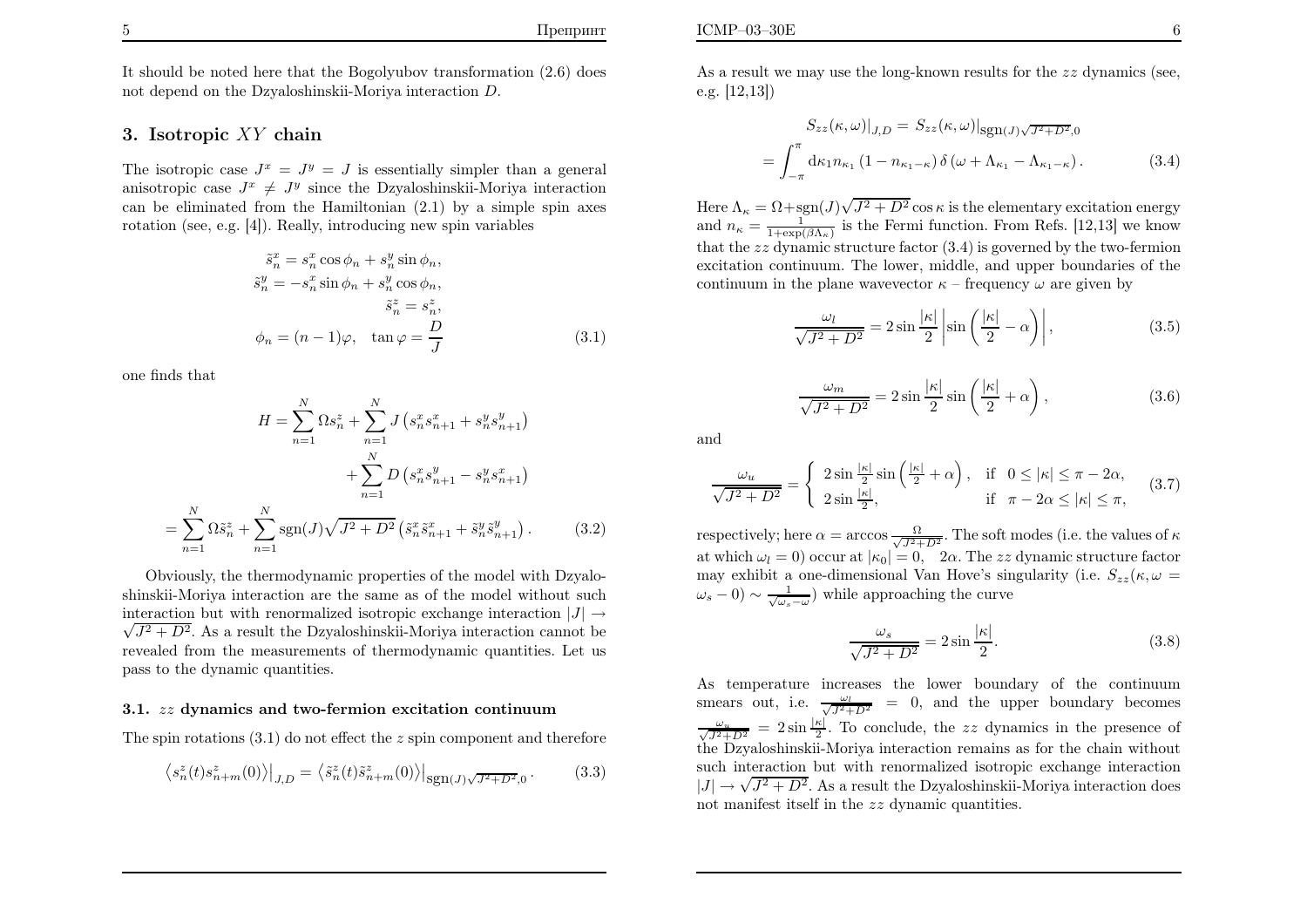It should be noted here that the Bogolyubov transformation (2.6) does not depend on the Dzyaloshinskii-Moriya interaction $D$.

## 3. Isotropic $XY$ chain

The isotropic case $J^x = J^y = J$ is essentially simpler than a general anisotropic case $J^x \neq J^y$ since the Dzyaloshinskii-Moriya interaction can be eliminated from the Hamiltonian (2.1) by a simple spin axes rotation (see, e.g. [4]). Really, introducing new spin variables

$$
\begin{aligned}
\tilde{s}_n^x &= s_n^x \cos\phi_n + s_n^y \sin\phi_n, \\
\tilde{s}_n^y &= -s_n^x \sin\phi_n + s_n^y \cos\phi_n, \\
\tilde{s}_n^z &= s_n^z, \\
\phi_n &= (n-1)\varphi, \quad \tan\varphi = \frac{D}{J}
\end{aligned}
\tag{3.1}
$$

one finds that

$$
\begin{aligned}
H &= \sum_{n=1}^{N} \Omega s_n^z + \sum_{n=1}^{N} J\left(s_n^x s_{n+1}^x + s_n^y s_{n+1}^y\right) \\
&\quad + \sum_{n=1}^{N} D\left(s_n^x s_{n+1}^y - s_n^y s_{n+1}^x\right) \\
&= \sum_{n=1}^{N} \Omega \tilde{s}_n^z + \sum_{n=1}^{N} \operatorname{sgn}(J)\sqrt{J^2+D^2}\left(\tilde{s}_n^x \tilde{s}_{n+1}^x + \tilde{s}_n^y \tilde{s}_{n+1}^y\right).
\end{aligned}
\tag{3.2}
$$

Obviously, the thermodynamic properties of the model with Dzyaloshinskii-Moriya interaction are the same as of the model without such interaction but with renormalized isotropic exchange interaction $|J| \to \sqrt{J^2+D^2}$. As a result the Dzyaloshinskii-Moriya interaction cannot be revealed from the measurements of thermodynamic quantities. Let us pass to the dynamic quantities.

### 3.1. $zz$ dynamics and two-fermion excitation continuum

The spin rotations (3.1) do not effect the $z$ spin component and therefore

$$
\left\langle s_n^z(t) s_{n+m}^z(0)\right\rangle\Big|_{J,D} = \left\langle \tilde{s}_n^z(t) \tilde{s}_{n+m}^z(0)\right\rangle\Big|_{\operatorname{sgn}(J)\sqrt{J^2+D^2},0}. \tag{3.3}
$$

As a result we may use the long-known results for the $zz$ dynamics (see, e.g. [12,13])

$$
\begin{aligned}
S_{zz}(\kappa,\omega)|_{J,D} &= S_{zz}(\kappa,\omega)|_{\operatorname{sgn}(J)\sqrt{J^2+D^2},0} \\
&= \int_{-\pi}^{\pi} \mathrm{d}\kappa_1 n_{\kappa_1}\left(1-n_{\kappa_1-\kappa}\right)\delta\left(\omega + \Lambda_{\kappa_1} - \Lambda_{\kappa_1-\kappa}\right).
\end{aligned}
\tag{3.4}
$$

Here $\Lambda_\kappa = \Omega + \operatorname{sgn}(J)\sqrt{J^2+D^2}\cos\kappa$ is the elementary excitation energy and $n_\kappa = \frac{1}{1+\exp(\beta\Lambda_\kappa)}$ is the Fermi function. From Refs. [12,13] we know that the $zz$ dynamic structure factor (3.4) is governed by the two-fermion excitation continuum. The lower, middle, and upper boundaries of the continuum in the plane wavevector $\kappa$ – frequency $\omega$ are given by

$$
\frac{\omega_l}{\sqrt{J^2+D^2}} = 2\sin\frac{|\kappa|}{2}\left|\sin\left(\frac{|\kappa|}{2}-\alpha\right)\right|, \tag{3.5}
$$

$$
\frac{\omega_m}{\sqrt{J^2+D^2}} = 2\sin\frac{|\kappa|}{2}\sin\left(\frac{|\kappa|}{2}+\alpha\right), \tag{3.6}
$$

and

$$
\frac{\omega_u}{\sqrt{J^2+D^2}} = \begin{cases} 2\sin\frac{|\kappa|}{2}\sin\left(\frac{|\kappa|}{2}+\alpha\right), & \text{if } \ 0 \le |\kappa| \le \pi - 2\alpha, \\ 2\sin\frac{|\kappa|}{2}, & \text{if } \ \pi - 2\alpha \le |\kappa| \le \pi, \end{cases} \tag{3.7}
$$

respectively; here $\alpha = \arccos\frac{\Omega}{\sqrt{J^2+D^2}}$. The soft modes (i.e. the values of $\kappa$ at which $\omega_l = 0$) occur at $|\kappa_0| = 0, \quad 2\alpha$. The $zz$ dynamic structure factor may exhibit a one-dimensional Van Hove's singularity (i.e. $S_{zz}(\kappa, \omega = \omega_s - 0) \sim \frac{1}{\sqrt{\omega_s - \omega}}$) while approaching the curve

$$
\frac{\omega_s}{\sqrt{J^2+D^2}} = 2\sin\frac{|\kappa|}{2}. \tag{3.8}
$$

As temperature increases the lower boundary of the continuum smears out, i.e. $\frac{\omega_l}{\sqrt{J^2+D^2}} = 0$, and the upper boundary becomes $\frac{\omega_u}{\sqrt{J^2+D^2}} = 2\sin\frac{|\kappa|}{2}$. To conclude, the $zz$ dynamics in the presence of the Dzyaloshinskii-Moriya interaction remains as for the chain without such interaction but with renormalized isotropic exchange interaction $|J| \to \sqrt{J^2+D^2}$. As a result the Dzyaloshinskii-Moriya interaction does not manifest itself in the $zz$ dynamic quantities.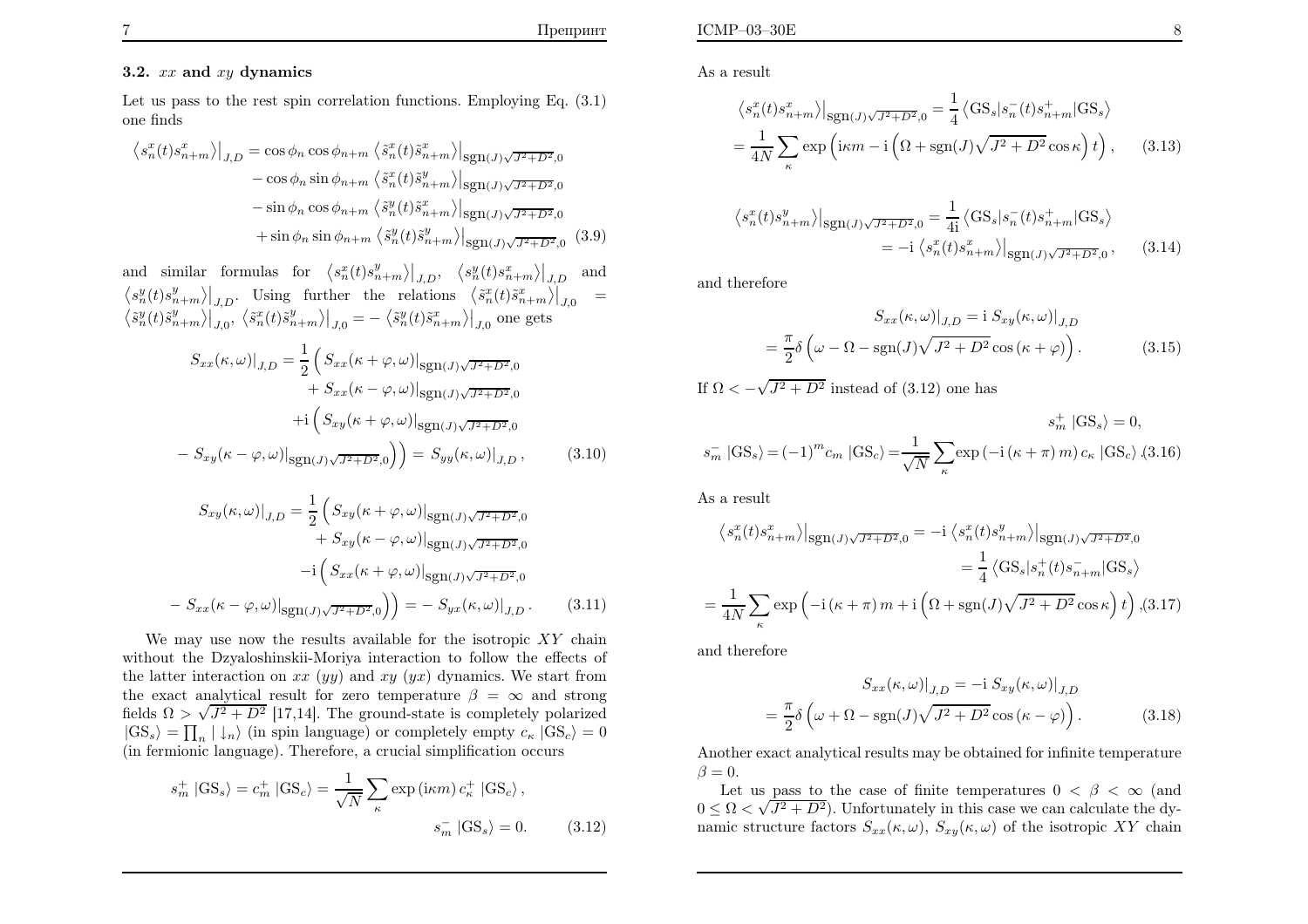### 3.2. $xx$ and $xy$ dynamics

Let us pass to the rest spin correlation functions. Employing Eq. (3.1) one finds

$$
\begin{aligned}
\left\langle s_n^x(t)s_{n+m}^x\right\rangle\big|_{J,D} = & \cos\phi_n\cos\phi_{n+m}\left\langle \tilde{s}_n^x(t)\tilde{s}_{n+m}^x\right\rangle\big|_{\mathrm{sgn}(J)\sqrt{J^2+D^2},0} \\
& -\cos\phi_n\sin\phi_{n+m}\left\langle \tilde{s}_n^x(t)\tilde{s}_{n+m}^y\right\rangle\big|_{\mathrm{sgn}(J)\sqrt{J^2+D^2},0} \\
& -\sin\phi_n\cos\phi_{n+m}\left\langle \tilde{s}_n^y(t)\tilde{s}_{n+m}^x\right\rangle\big|_{\mathrm{sgn}(J)\sqrt{J^2+D^2},0} \\
& +\sin\phi_n\sin\phi_{n+m}\left\langle \tilde{s}_n^y(t)\tilde{s}_{n+m}^y\right\rangle\big|_{\mathrm{sgn}(J)\sqrt{J^2+D^2},0}
\end{aligned} \tag{3.9}
$$

and similar formulas for $\left\langle s_n^x(t)s_{n+m}^y\right\rangle\big|_{J,D}$, $\left\langle s_n^y(t)s_{n+m}^x\right\rangle\big|_{J,D}$ and $\left\langle s_n^y(t)s_{n+m}^y\right\rangle\big|_{J,D}$. Using further the relations $\left\langle \tilde{s}_n^x(t)\tilde{s}_{n+m}^x\right\rangle\big|_{J,0} = \left\langle \tilde{s}_n^y(t)\tilde{s}_{n+m}^y\right\rangle\big|_{J,0}$, $\left\langle \tilde{s}_n^x(t)\tilde{s}_{n+m}^y\right\rangle\big|_{J,0} = -\left\langle \tilde{s}_n^y(t)\tilde{s}_{n+m}^x\right\rangle\big|_{J,0}$ one gets

$$
\begin{aligned}
S_{xx}(\kappa,\omega)\big|_{J,D} = & \frac{1}{2}\Big( S_{xx}(\kappa+\varphi,\omega)\big|_{\mathrm{sgn}(J)\sqrt{J^2+D^2},0} \\
& + S_{xx}(\kappa-\varphi,\omega)\big|_{\mathrm{sgn}(J)\sqrt{J^2+D^2},0} \\
& +\mathrm{i}\Big( S_{xy}(\kappa+\varphi,\omega)\big|_{\mathrm{sgn}(J)\sqrt{J^2+D^2},0} \\
& - S_{xy}(\kappa-\varphi,\omega)\big|_{\mathrm{sgn}(J)\sqrt{J^2+D^2},0}\Big)\Big) = S_{yy}(\kappa,\omega)\big|_{J,D},
\end{aligned} \tag{3.10}
$$

$$
\begin{aligned}
S_{xy}(\kappa,\omega)\big|_{J,D} = & \frac{1}{2}\Big( S_{xy}(\kappa+\varphi,\omega)\big|_{\mathrm{sgn}(J)\sqrt{J^2+D^2},0} \\
& + S_{xy}(\kappa-\varphi,\omega)\big|_{\mathrm{sgn}(J)\sqrt{J^2+D^2},0} \\
& -\mathrm{i}\Big( S_{xx}(\kappa+\varphi,\omega)\big|_{\mathrm{sgn}(J)\sqrt{J^2+D^2},0} \\
& - S_{xx}(\kappa-\varphi,\omega)\big|_{\mathrm{sgn}(J)\sqrt{J^2+D^2},0}\Big)\Big) = -S_{yx}(\kappa,\omega)\big|_{J,D}.
\end{aligned} \tag{3.11}
$$

We may use now the results available for the isotropic $XY$ chain without the Dzyaloshinskii-Moriya interaction to follow the effects of the latter interaction on $xx$ ($yy$) and $xy$ ($yx$) dynamics. We start from the exact analytical result for zero temperature $\beta=\infty$ and strong fields $\Omega>\sqrt{J^2+D^2}$ [17,14]. The ground-state is completely polarized $|\mathrm{GS}_s\rangle=\prod_n|\downarrow_n\rangle$ (in spin language) or completely empty $c_\kappa\,|\mathrm{GS}_c\rangle=0$ (in fermionic language). Therefore, a crucial simplification occurs

$$
s_m^+\,|\mathrm{GS}_s\rangle = c_m^+\,|\mathrm{GS}_c\rangle = \frac{1}{\sqrt{N}}\sum_\kappa \exp\left(\mathrm{i}\kappa m\right)c_\kappa^+\,|\mathrm{GS}_c\rangle\,,\qquad s_m^-\,|\mathrm{GS}_s\rangle = 0. \tag{3.12}
$$

As a result

$$
\begin{aligned}
\left\langle s_n^x(t)s_{n+m}^x\right\rangle\big|_{\mathrm{sgn}(J)\sqrt{J^2+D^2},0} &= \frac{1}{4}\left\langle \mathrm{GS}_s|s_n^-(t)s_{n+m}^+|\mathrm{GS}_s\right\rangle \\
&= \frac{1}{4N}\sum_\kappa \exp\left(\mathrm{i}\kappa m - \mathrm{i}\left(\Omega+\mathrm{sgn}(J)\sqrt{J^2+D^2}\cos\kappa\right)t\right),
\end{aligned} \tag{3.13}
$$

$$
\begin{aligned}
\left\langle s_n^x(t)s_{n+m}^y\right\rangle\big|_{\mathrm{sgn}(J)\sqrt{J^2+D^2},0} &= \frac{1}{4\mathrm{i}}\left\langle \mathrm{GS}_s|s_n^-(t)s_{n+m}^+|\mathrm{GS}_s\right\rangle \\
&= -\mathrm{i}\left\langle s_n^x(t)s_{n+m}^x\right\rangle\big|_{\mathrm{sgn}(J)\sqrt{J^2+D^2},0},
\end{aligned} \tag{3.14}
$$

and therefore

$$
\begin{aligned}
S_{xx}(\kappa,\omega)\big|_{J,D} &= \mathrm{i}\;S_{xy}(\kappa,\omega)\big|_{J,D} \\
&= \frac{\pi}{2}\delta\left(\omega-\Omega-\mathrm{sgn}(J)\sqrt{J^2+D^2}\cos\left(\kappa+\varphi\right)\right).
\end{aligned} \tag{3.15}
$$

If $\Omega<-\sqrt{J^2+D^2}$ instead of (3.12) one has

$$
s_m^+\,|\mathrm{GS}_s\rangle = 0,\qquad s_m^-\,|\mathrm{GS}_s\rangle = (-1)^m c_m\,|\mathrm{GS}_c\rangle = \frac{1}{\sqrt{N}}\sum_\kappa \exp\left(-\mathrm{i}\left(\kappa+\pi\right)m\right)c_\kappa\,|\mathrm{GS}_c\rangle\,. \tag{3.16}
$$

As a result

$$
\begin{aligned}
\left\langle s_n^x(t)s_{n+m}^x\right\rangle\big|_{\mathrm{sgn}(J)\sqrt{J^2+D^2},0} &= -\mathrm{i}\left\langle s_n^x(t)s_{n+m}^y\right\rangle\big|_{\mathrm{sgn}(J)\sqrt{J^2+D^2},0} \\
&= \frac{1}{4}\left\langle \mathrm{GS}_s|s_n^+(t)s_{n+m}^-|\mathrm{GS}_s\right\rangle \\
&= \frac{1}{4N}\sum_\kappa \exp\left(-\mathrm{i}\left(\kappa+\pi\right)m + \mathrm{i}\left(\Omega+\mathrm{sgn}(J)\sqrt{J^2+D^2}\cos\kappa\right)t\right),
\end{aligned} \tag{3.17}
$$

and therefore

$$
\begin{aligned}
S_{xx}(\kappa,\omega)\big|_{J,D} &= -\mathrm{i}\;S_{xy}(\kappa,\omega)\big|_{J,D} \\
&= \frac{\pi}{2}\delta\left(\omega+\Omega-\mathrm{sgn}(J)\sqrt{J^2+D^2}\cos\left(\kappa-\varphi\right)\right).
\end{aligned} \tag{3.18}
$$

Another exact analytical results may be obtained for infinite temperature $\beta=0$.

Let us pass to the case of finite temperatures $0<\beta<\infty$ (and $0\le\Omega<\sqrt{J^2+D^2}$). Unfortunately in this case we can calculate the dynamic structure factors $S_{xx}(\kappa,\omega)$, $S_{xy}(\kappa,\omega)$ of the isotropic $XY$ chain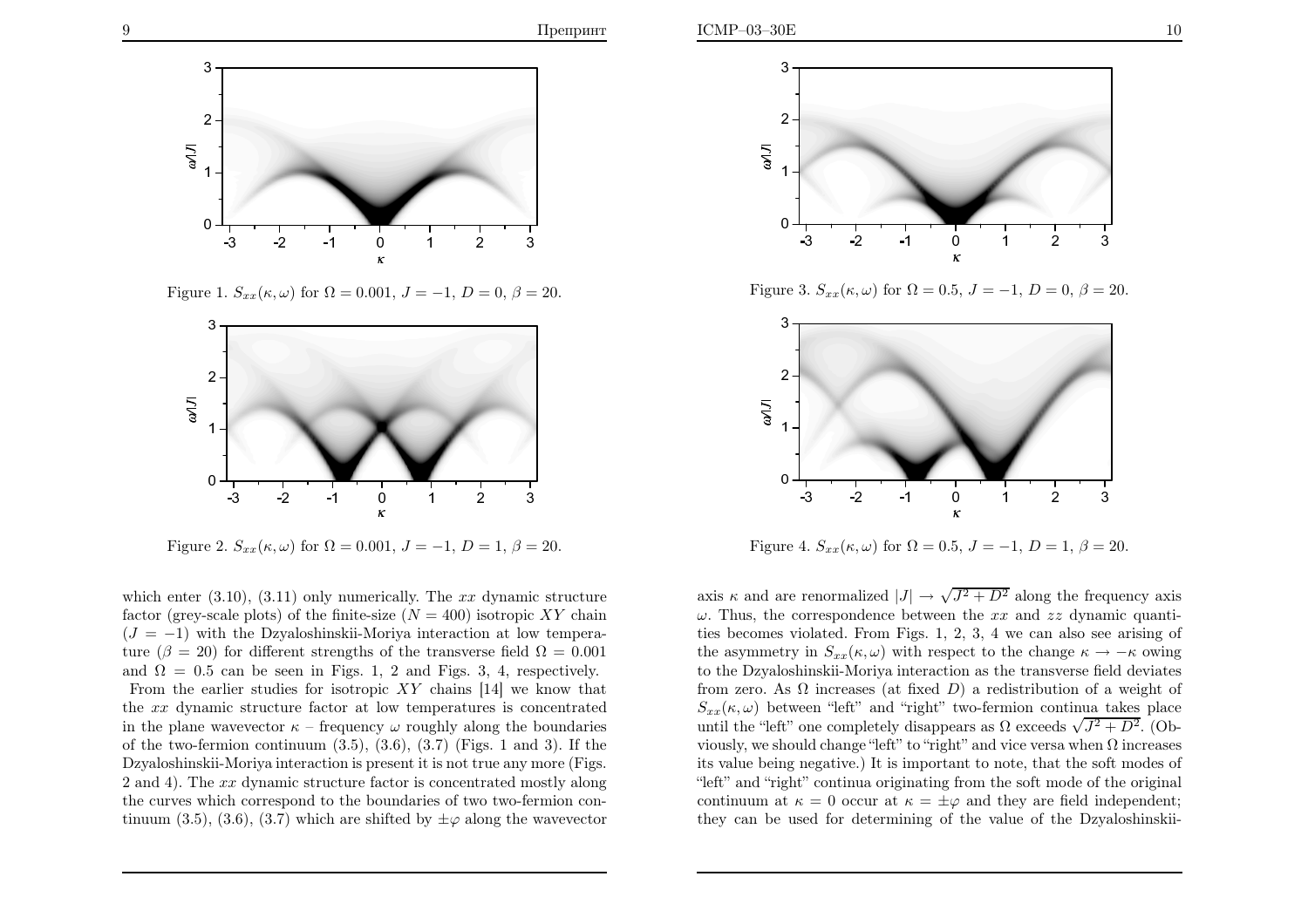Figure 1. $S_{xx}(\kappa,\omega)$ for $\Omega=0.001$, $J=-1$, $D=0$, $\beta=20$.

Figure 2. $S_{xx}(\kappa,\omega)$ for $\Omega=0.001$, $J=-1$, $D=1$, $\beta=20$.

which enter (3.10), (3.11) only numerically. The $xx$ dynamic structure factor (grey-scale plots) of the finite-size ($N=400$) isotropic $XY$ chain ($J=-1$) with the Dzyaloshinskii-Moriya interaction at low temperature ($\beta=20$) for different strengths of the transverse field $\Omega=0.001$ and $\Omega=0.5$ can be seen in Figs. 1, 2 and Figs. 3, 4, respectively. From the earlier studies for isotropic $XY$ chains [14] we know that the $xx$ dynamic structure factor at low temperatures is concentrated in the plane wavevector $\kappa$ – frequency $\omega$ roughly along the boundaries of the two-fermion continuum (3.5), (3.6), (3.7) (Figs. 1 and 3). If the Dzyaloshinskii-Moriya interaction is present it is not true any more (Figs. 2 and 4). The $xx$ dynamic structure factor is concentrated mostly along the curves which correspond to the boundaries of two two-fermion continuum (3.5), (3.6), (3.7) which are shifted by $\pm\varphi$ along the wavevector axis $\kappa$ and are renormalized $|J|\to\sqrt{J^2+D^2}$ along the frequency axis $\omega$. Thus, the correspondence between the $xx$ and $zz$ dynamic quantities becomes violated. From Figs. 1, 2, 3, 4 we can also see arising of the asymmetry in $S_{xx}(\kappa,\omega)$ with respect to the change $\kappa\to-\kappa$ owing to the Dzyaloshinskii-Moriya interaction as the transverse field deviates from zero. As $\Omega$ increases (at fixed $D$) a redistribution of a weight of $S_{xx}(\kappa,\omega)$ between "left" and "right" two-fermion continua takes place until the "left" one completely disappears as $\Omega$ exceeds $\sqrt{J^2+D^2}$. (Obviously, we should change "left" to "right" and vice versa when $\Omega$ increases its value being negative.) It is important to note, that the soft modes of "left" and "right" continua originating from the soft mode of the original continuum at $\kappa=0$ occur at $\kappa=\pm\varphi$ and they are field independent; they can be used for determining of the value of the Dzyaloshinskii-

Figure 3. $S_{xx}(\kappa,\omega)$ for $\Omega=0.5$, $J=-1$, $D=0$, $\beta=20$.

Figure 4. $S_{xx}(\kappa,\omega)$ for $\Omega=0.5$, $J=-1$, $D=1$, $\beta=20$.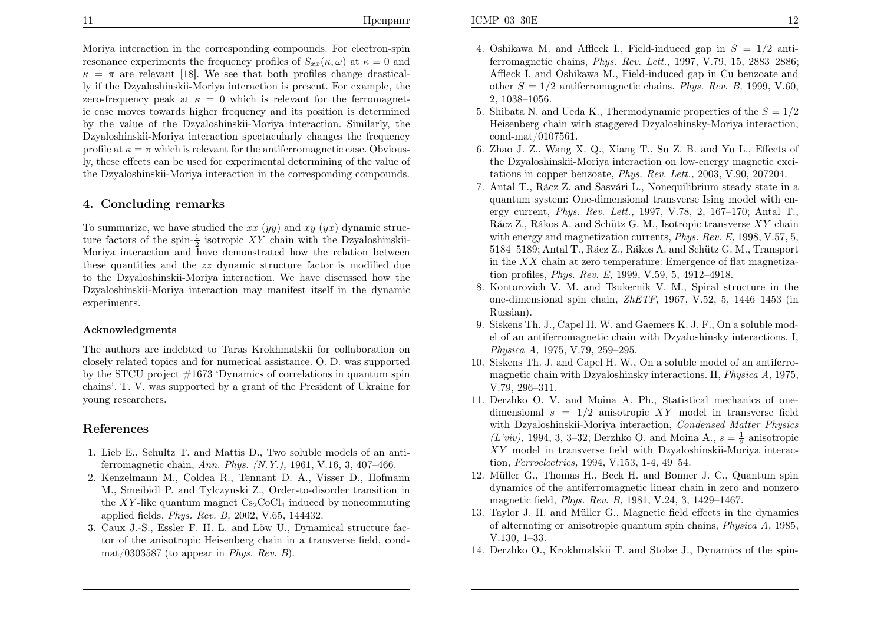Moriya interaction in the corresponding compounds. For electron-spin resonance experiments the frequency profiles of $S_{xx}(\kappa,\omega)$ at $\kappa=0$ and $\kappa=\pi$ are relevant [18]. We see that both profiles change drastically if the Dzyaloshinskii-Moriya interaction is present. For example, the zero-frequency peak at $\kappa=0$ which is relevant for the ferromagnetic case moves towards higher frequency and its position is determined by the value of the Dzyaloshinskii-Moriya interaction. Similarly, the Dzyaloshinskii-Moriya interaction spectacularly changes the frequency profile at $\kappa=\pi$ which is relevant for the antiferromagnetic case. Obviously, these effects can be used for experimental determining of the value of the Dzyaloshinskii-Moriya interaction in the corresponding compounds.

## 4. Concluding remarks

To summarize, we have studied the $xx$ ($yy$) and $xy$ ($yx$) dynamic structure factors of the spin-$\frac{1}{2}$ isotropic $XY$ chain with the Dzyaloshinskii-Moriya interaction and have demonstrated how the relation between these quantities and the $zz$ dynamic structure factor is modified due to the Dzyaloshinskii-Moriya interaction. We have discussed how the Dzyaloshinskii-Moriya interaction may manifest itself in the dynamic experiments.

### Acknowledgments

The authors are indebted to Taras Krokhmalskii for collaboration on closely related topics and for numerical assistance. O. D. was supported by the STCU project #1673 'Dynamics of correlations in quantum spin chains'. T. V. was supported by a grant of the President of Ukraine for young researchers.

## References

1. Lieb E., Schultz T. and Mattis D., Two soluble models of an antiferromagnetic chain, *Ann. Phys. (N.Y.),* 1961, V.16, 3, 407–466.
2. Kenzelmann M., Coldea R., Tennant D. A., Visser D., Hofmann M., Smeibidl P. and Tylczynski Z., Order-to-disorder transition in the $XY$-like quantum magnet $Cs_2CoCl_4$ induced by noncommuting applied fields, *Phys. Rev. B,* 2002, V.65, 144432.
3. Caux J.-S., Essler F. H. L. and Löw U., Dynamical structure factor of the anisotropic Heisenberg chain in a transverse field, cond-mat/0303587 (to appear in *Phys. Rev. B*).
4. Oshikawa M. and Affleck I., Field-induced gap in $S=1/2$ antiferromagnetic chains, *Phys. Rev. Lett.,* 1997, V.79, 15, 2883–2886; Affleck I. and Oshikawa M., Field-induced gap in Cu benzoate and other $S=1/2$ antiferromagnetic chains, *Phys. Rev. B,* 1999, V.60, 2, 1038–1056.
5. Shibata N. and Ueda K., Thermodynamic properties of the $S=1/2$ Heisenberg chain with staggered Dzyaloshinsky-Moriya interaction, cond-mat/0107561.
6. Zhao J. Z., Wang X. Q., Xiang T., Su Z. B. and Yu L., Effects of the Dzyaloshinskii-Moriya interaction on low-energy magnetic excitations in copper benzoate, *Phys. Rev. Lett.,* 2003, V.90, 207204.
7. Antal T., Rácz Z. and Sasvári L., Nonequilibrium steady state in a quantum system: One-dimensional transverse Ising model with energy current, *Phys. Rev. Lett.,* 1997, V.78, 2, 167–170; Antal T., Rácz Z., Rákos A. and Schütz G. M., Isotropic transverse $XY$ chain with energy and magnetization currents, *Phys. Rev. E,* 1998, V.57, 5, 5184–5189; Antal T., Rácz Z., Rákos A. and Schütz G. M., Transport in the $XX$ chain at zero temperature: Emergence of flat magnetization profiles, *Phys. Rev. E,* 1999, V.59, 5, 4912–4918.
8. Kontorovich V. M. and Tsukernik V. M., Spiral structure in the one-dimensional spin chain, *ZhETF,* 1967, V.52, 5, 1446–1453 (in Russian).
9. Siskens Th. J., Capel H. W. and Gaemers K. J. F., On a soluble model of an antiferromagnetic chain with Dzyaloshinsky interactions. I, *Physica A,* 1975, V.79, 259–295.
10. Siskens Th. J. and Capel H. W., On a soluble model of an antiferromagnetic chain with Dzyaloshinsky interactions. II, *Physica A,* 1975, V.79, 296–311.
11. Derzhko O. V. and Moina A. Ph., Statistical mechanics of one-dimensional $s=1/2$ anisotropic $XY$ model in transverse field with Dzyaloshinskii-Moriya interaction, *Condensed Matter Physics (L'viv),* 1994, 3, 3–32; Derzhko O. and Moina A., $s=\frac{1}{2}$ anisotropic $XY$ model in transverse field with Dzyaloshinskii-Moriya interaction, *Ferroelectrics,* 1994, V.153, 1-4, 49–54.
12. Müller G., Thomas H., Beck H. and Bonner J. C., Quantum spin dynamics of the antiferromagnetic linear chain in zero and nonzero magnetic field, *Phys. Rev. B,* 1981, V.24, 3, 1429–1467.
13. Taylor J. H. and Müller G., Magnetic field effects in the dynamics of alternating or anisotropic quantum spin chains, *Physica A,* 1985, V.130, 1–33.
14. Derzhko O., Krokhmalskii T. and Stolze J., Dynamics of the spin-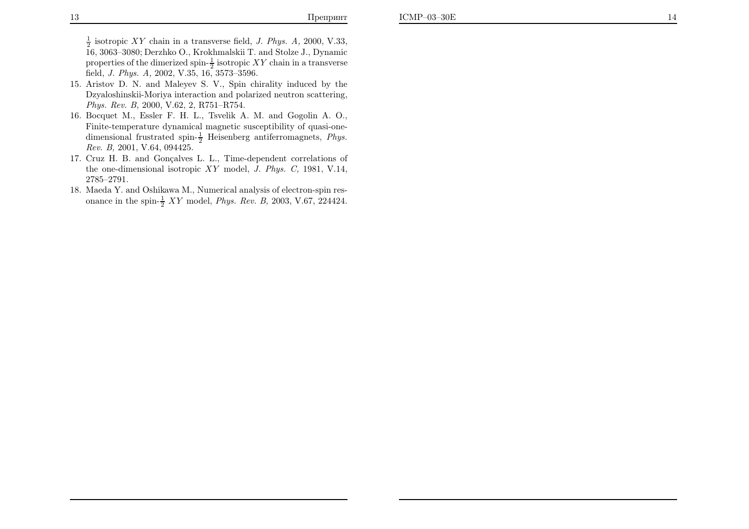$\frac{1}{2}$ isotropic $XY$ chain in a transverse field, *J. Phys. A,* 2000, V.33, 16, 3063–3080; Derzhko O., Krokhmalskii T. and Stolze J., Dynamic properties of the dimerized spin-$\frac{1}{2}$ isotropic $XY$ chain in a transverse field, *J. Phys. A,* 2002, V.35, 16, 3573–3596.

15. Aristov D. N. and Maleyev S. V., Spin chirality induced by the Dzyaloshinskii-Moriya interaction and polarized neutron scattering, *Phys. Rev. B,* 2000, V.62, 2, R751–R754.
16. Bocquet M., Essler F. H. L., Tsvelik A. M. and Gogolin A. O., Finite-temperature dynamical magnetic susceptibility of quasi-one-dimensional frustrated spin-$\frac{1}{2}$ Heisenberg antiferromagnets, *Phys. Rev. B,* 2001, V.64, 094425.
17. Cruz H. B. and Gonçalves L. L., Time-dependent correlations of the one-dimensional isotropic $XY$ model, *J. Phys. C,* 1981, V.14, 2785–2791.
18. Maeda Y. and Oshikawa M., Numerical analysis of electron-spin resonance in the spin-$\frac{1}{2}$ $XY$ model, *Phys. Rev. B,* 2003, V.67, 224424.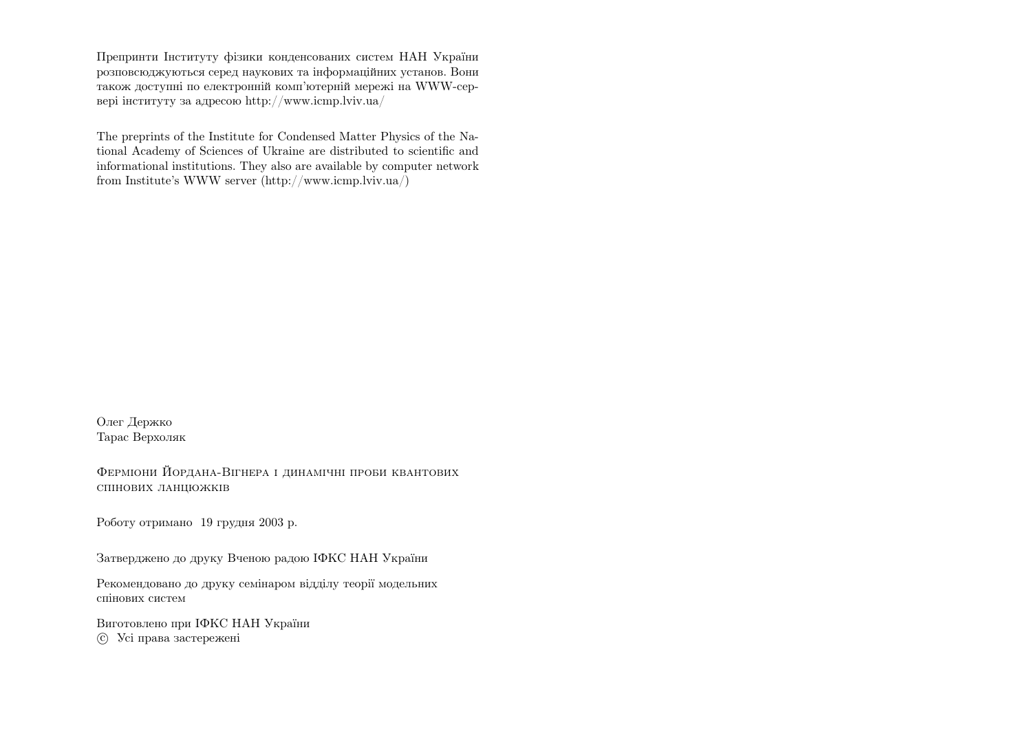Препринти Інституту фізики конденсованих систем НАН України розповсюджуються серед наукових та інформаційних установ. Вони також доступні по електронній комп'ютерній мережі на WWW-сервері інституту за адресою http://www.icmp.lviv.ua/

The preprints of the Institute for Condensed Matter Physics of the National Academy of Sciences of Ukraine are distributed to scientific and informational institutions. They also are available by computer network from Institute's WWW server (http://www.icmp.lviv.ua/)

Олег Держко
Тарас Верхоляк

Ферміони Йордана-Вігнера і динамічні проби квантових спінових ланцюжків

Роботу отримано 19 грудня 2003 р.

Затверджено до друку Вченою радою ІФКС НАН України

Рекомендовано до друку семінаром відділу теорії модельних спінових систем

Виготовлено при ІФКС НАН України
© Усі права застережені